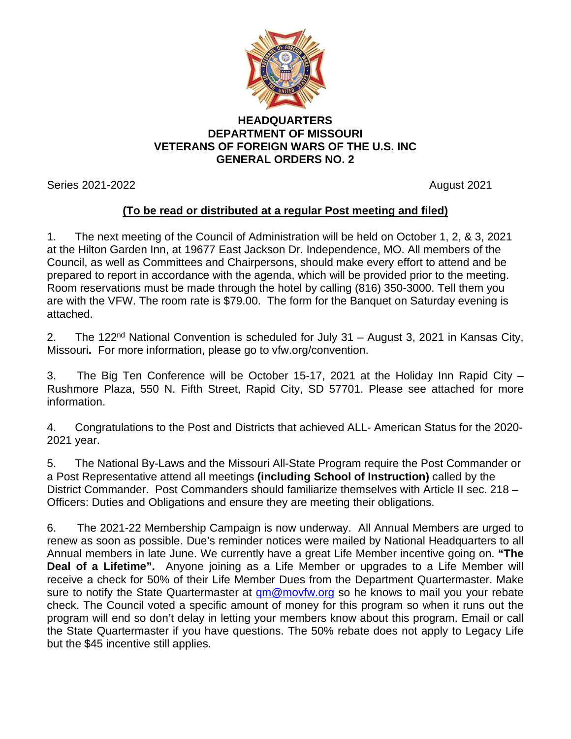# HEADQUARTERS
# DEPARTMENT OF MISSOURI
# VETERANS OF FOREIGN WARS OF THE U.S. INC
# GENERAL ORDERS NO. 2

Series 2021-2022 August 2021

**(To be read or distributed at a regular Post meeting and filed)**

1. The next meeting of the Council of Administration will be held on October 1, 2, & 3, 2021 at the Hilton Garden Inn, at 19677 East Jackson Dr. Independence, MO. All members of the Council, as well as Committees and Chairpersons, should make every effort to attend and be prepared to report in accordance with the agenda, which will be provided prior to the meeting. Room reservations must be made through the hotel by calling (816) 350-3000. Tell them you are with the VFW. The room rate is $79.00. The form for the Banquet on Saturday evening is attached.

2. The 122nd National Convention is scheduled for July 31 – August 3, 2021 in Kansas City, Missouri**.** For more information, please go to vfw.org/convention.

3. The Big Ten Conference will be October 15-17, 2021 at the Holiday Inn Rapid City – Rushmore Plaza, 550 N. Fifth Street, Rapid City, SD 57701. Please see attached for more information.

4. Congratulations to the Post and Districts that achieved ALL- American Status for the 2020-2021 year.

5. The National By-Laws and the Missouri All-State Program require the Post Commander or a Post Representative attend all meetings **(including School of Instruction)** called by the District Commander. Post Commanders should familiarize themselves with Article II sec. 218 – Officers: Duties and Obligations and ensure they are meeting their obligations.

6. The 2021-22 Membership Campaign is now underway. All Annual Members are urged to renew as soon as possible. Due's reminder notices were mailed by National Headquarters to all Annual members in late June. We currently have a great Life Member incentive going on. **"The Deal of a Lifetime".** Anyone joining as a Life Member or upgrades to a Life Member will receive a check for 50% of their Life Member Dues from the Department Quartermaster. Make sure to notify the State Quartermaster at qm@movfw.org so he knows to mail you your rebate check. The Council voted a specific amount of money for this program so when it runs out the program will end so don't delay in letting your members know about this program. Email or call the State Quartermaster if you have questions. The 50% rebate does not apply to Legacy Life but the $45 incentive still applies.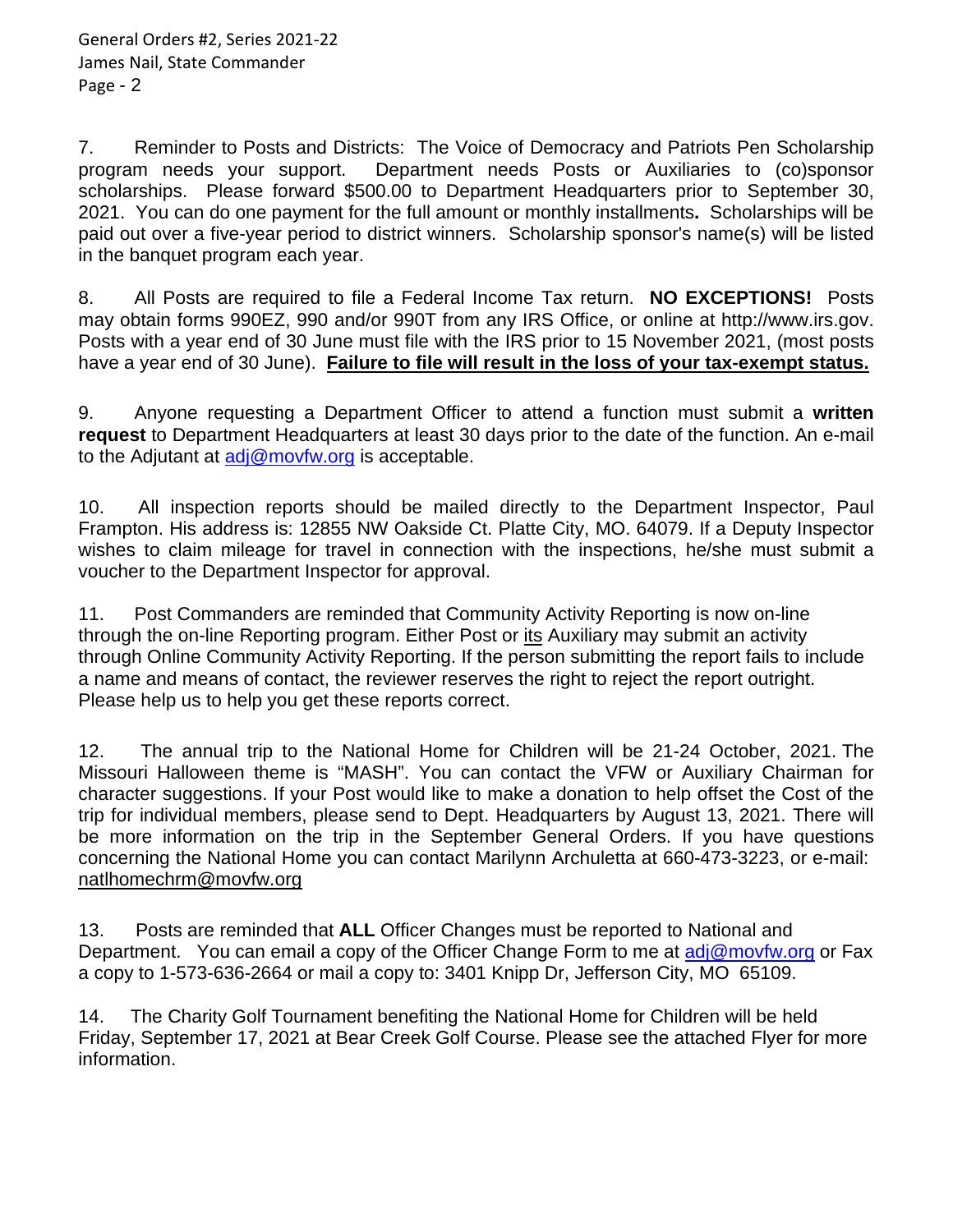7. Reminder to Posts and Districts: The Voice of Democracy and Patriots Pen Scholarship program needs your support. Department needs Posts or Auxiliaries to (co)sponsor scholarships. Please forward $500.00 to Department Headquarters prior to September 30, 2021. You can do one payment for the full amount or monthly installments**.** Scholarships will be paid out over a five-year period to district winners. Scholarship sponsor's name(s) will be listed in the banquet program each year.

8. All Posts are required to file a Federal Income Tax return. **NO EXCEPTIONS!** Posts may obtain forms 990EZ, 990 and/or 990T from any IRS Office, or online at http://www.irs.gov. Posts with a year end of 30 June must file with the IRS prior to 15 November 2021, (most posts have a year end of 30 June). **<u>Failure to file will result in the loss of your tax-exempt status.</u>**

9. Anyone requesting a Department Officer to attend a function must submit a **written request** to Department Headquarters at least 30 days prior to the date of the function. An e-mail to the Adjutant at adj@movfw.org is acceptable.

10. All inspection reports should be mailed directly to the Department Inspector, Paul Frampton. His address is: 12855 NW Oakside Ct. Platte City, MO. 64079. If a Deputy Inspector wishes to claim mileage for travel in connection with the inspections, he/she must submit a voucher to the Department Inspector for approval.

11. Post Commanders are reminded that Community Activity Reporting is now on-line through the on-line Reporting program. Either Post or <u>its</u> Auxiliary may submit an activity through Online Community Activity Reporting. If the person submitting the report fails to include a name and means of contact, the reviewer reserves the right to reject the report outright. Please help us to help you get these reports correct.

12. The annual trip to the National Home for Children will be 21-24 October, 2021. The Missouri Halloween theme is "MASH". You can contact the VFW or Auxiliary Chairman for character suggestions. If your Post would like to make a donation to help offset the Cost of the trip for individual members, please send to Dept. Headquarters by August 13, 2021. There will be more information on the trip in the September General Orders. If you have questions concerning the National Home you can contact Marilynn Archuletta at 660-473-3223, or e-mail: <u>natlhomechrm@movfw.org</u>

13. Posts are reminded that **ALL** Officer Changes must be reported to National and Department. You can email a copy of the Officer Change Form to me at adj@movfw.org or Fax a copy to 1-573-636-2664 or mail a copy to: 3401 Knipp Dr, Jefferson City, MO 65109.

14. The Charity Golf Tournament benefiting the National Home for Children will be held Friday, September 17, 2021 at Bear Creek Golf Course. Please see the attached Flyer for more information.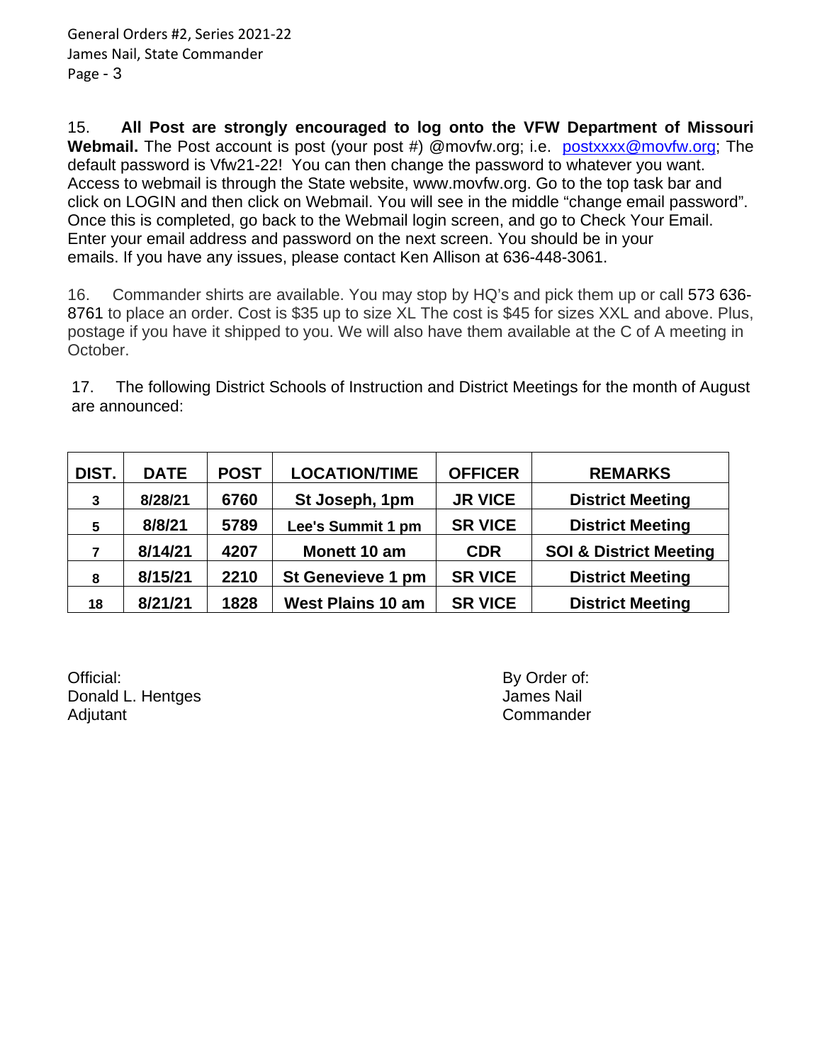15. **All Post are strongly encouraged to log onto the VFW Department of Missouri Webmail.** The Post account is post (your post #) @movfw.org; i.e. postxxxx@movfw.org; The default password is Vfw21-22! You can then change the password to whatever you want. Access to webmail is through the State website, www.movfw.org. Go to the top task bar and click on LOGIN and then click on Webmail. You will see in the middle "change email password". Once this is completed, go back to the Webmail login screen, and go to Check Your Email. Enter your email address and password on the next screen. You should be in your emails. If you have any issues, please contact Ken Allison at 636-448-3061.

16. Commander shirts are available. You may stop by HQ's and pick them up or call 573 636-8761 to place an order. Cost is $35 up to size XL The cost is $45 for sizes XXL and above. Plus, postage if you have it shipped to you. We will also have them available at the C of A meeting in October.

17. The following District Schools of Instruction and District Meetings for the month of August are announced:

| DIST. | DATE | POST | LOCATION/TIME | OFFICER | REMARKS |
|---|---|---|---|---|---|
| 3 | 8/28/21 | 6760 | St Joseph, 1pm | JR VICE | District Meeting |
| 5 | 8/8/21 | 5789 | Lee's Summit 1 pm | SR VICE | District Meeting |
| 7 | 8/14/21 | 4207 | Monett 10 am | CDR | SOI & District Meeting |
| 8 | 8/15/21 | 2210 | St Genevieve 1 pm | SR VICE | District Meeting |
| 18 | 8/21/21 | 1828 | West Plains 10 am | SR VICE | District Meeting |

Official:
Donald L. Hentges
Adjutant

By Order of:
James Nail
Commander